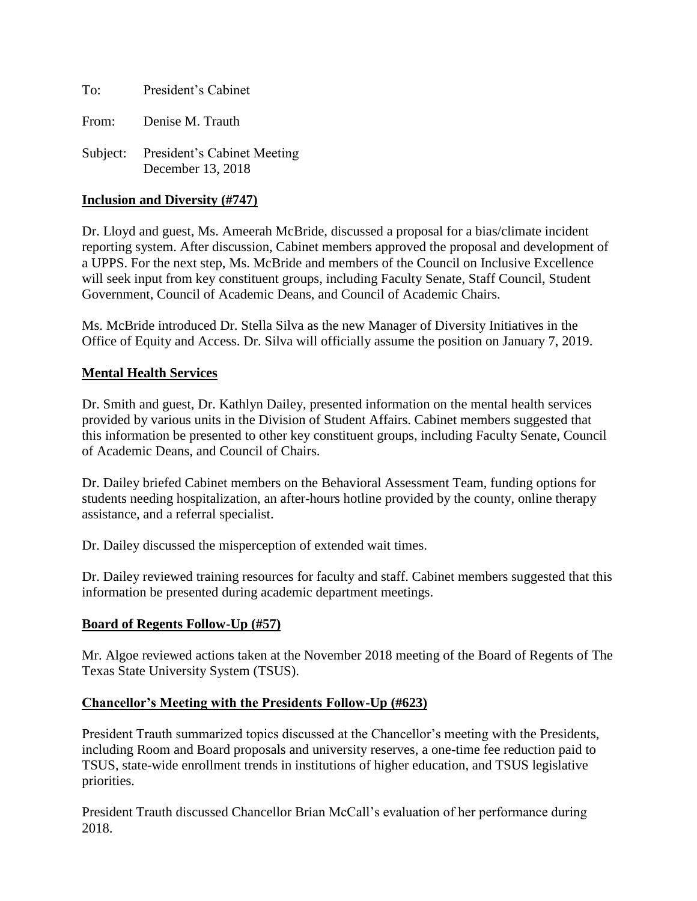To: President's Cabinet

From: Denise M. Trauth

Subject: President's Cabinet Meeting
December 13, 2018

**Inclusion and Diversity (#747)**

Dr. Lloyd and guest, Ms. Ameerah McBride, discussed a proposal for a bias/climate incident reporting system. After discussion, Cabinet members approved the proposal and development of a UPPS. For the next step, Ms. McBride and members of the Council on Inclusive Excellence will seek input from key constituent groups, including Faculty Senate, Staff Council, Student Government, Council of Academic Deans, and Council of Academic Chairs.

Ms. McBride introduced Dr. Stella Silva as the new Manager of Diversity Initiatives in the Office of Equity and Access. Dr. Silva will officially assume the position on January 7, 2019.

**Mental Health Services**

Dr. Smith and guest, Dr. Kathlyn Dailey, presented information on the mental health services provided by various units in the Division of Student Affairs. Cabinet members suggested that this information be presented to other key constituent groups, including Faculty Senate, Council of Academic Deans, and Council of Chairs.

Dr. Dailey briefed Cabinet members on the Behavioral Assessment Team, funding options for students needing hospitalization, an after-hours hotline provided by the county, online therapy assistance, and a referral specialist.

Dr. Dailey discussed the misperception of extended wait times.

Dr. Dailey reviewed training resources for faculty and staff. Cabinet members suggested that this information be presented during academic department meetings.

**Board of Regents Follow-Up (#57)**

Mr. Algoe reviewed actions taken at the November 2018 meeting of the Board of Regents of The Texas State University System (TSUS).

**Chancellor's Meeting with the Presidents Follow-Up (#623)**

President Trauth summarized topics discussed at the Chancellor's meeting with the Presidents, including Room and Board proposals and university reserves, a one-time fee reduction paid to TSUS, state-wide enrollment trends in institutions of higher education, and TSUS legislative priorities.

President Trauth discussed Chancellor Brian McCall's evaluation of her performance during 2018.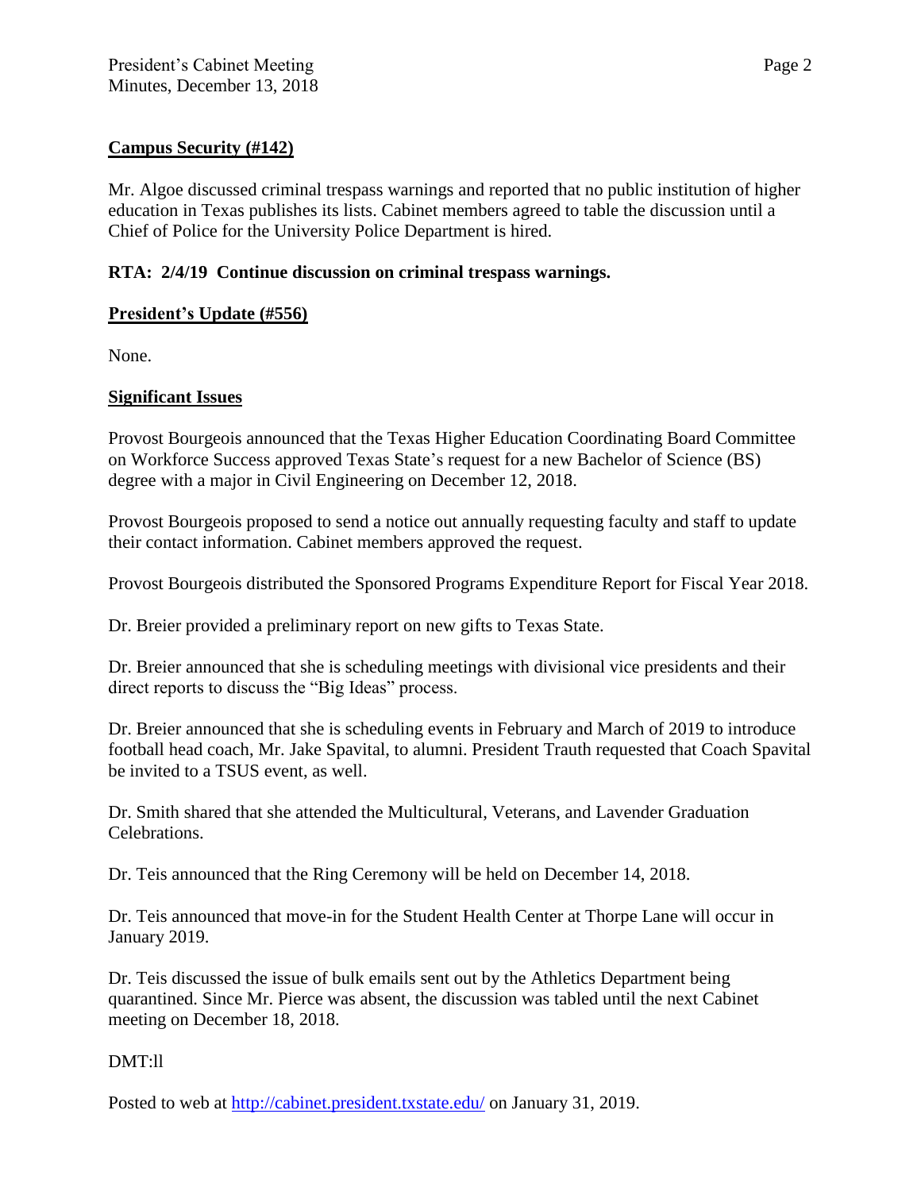**Campus Security (#142)**

Mr. Algoe discussed criminal trespass warnings and reported that no public institution of higher education in Texas publishes its lists. Cabinet members agreed to table the discussion until a Chief of Police for the University Police Department is hired.

**RTA: 2/4/19 Continue discussion on criminal trespass warnings.**

**President's Update (#556)**

None.

**Significant Issues**

Provost Bourgeois announced that the Texas Higher Education Coordinating Board Committee on Workforce Success approved Texas State's request for a new Bachelor of Science (BS) degree with a major in Civil Engineering on December 12, 2018.

Provost Bourgeois proposed to send a notice out annually requesting faculty and staff to update their contact information. Cabinet members approved the request.

Provost Bourgeois distributed the Sponsored Programs Expenditure Report for Fiscal Year 2018.

Dr. Breier provided a preliminary report on new gifts to Texas State.

Dr. Breier announced that she is scheduling meetings with divisional vice presidents and their direct reports to discuss the "Big Ideas" process.

Dr. Breier announced that she is scheduling events in February and March of 2019 to introduce football head coach, Mr. Jake Spavital, to alumni. President Trauth requested that Coach Spavital be invited to a TSUS event, as well.

Dr. Smith shared that she attended the Multicultural, Veterans, and Lavender Graduation Celebrations.

Dr. Teis announced that the Ring Ceremony will be held on December 14, 2018.

Dr. Teis announced that move-in for the Student Health Center at Thorpe Lane will occur in January 2019.

Dr. Teis discussed the issue of bulk emails sent out by the Athletics Department being quarantined. Since Mr. Pierce was absent, the discussion was tabled until the next Cabinet meeting on December 18, 2018.

DMT:ll

Posted to web at http://cabinet.president.txstate.edu/ on January 31, 2019.